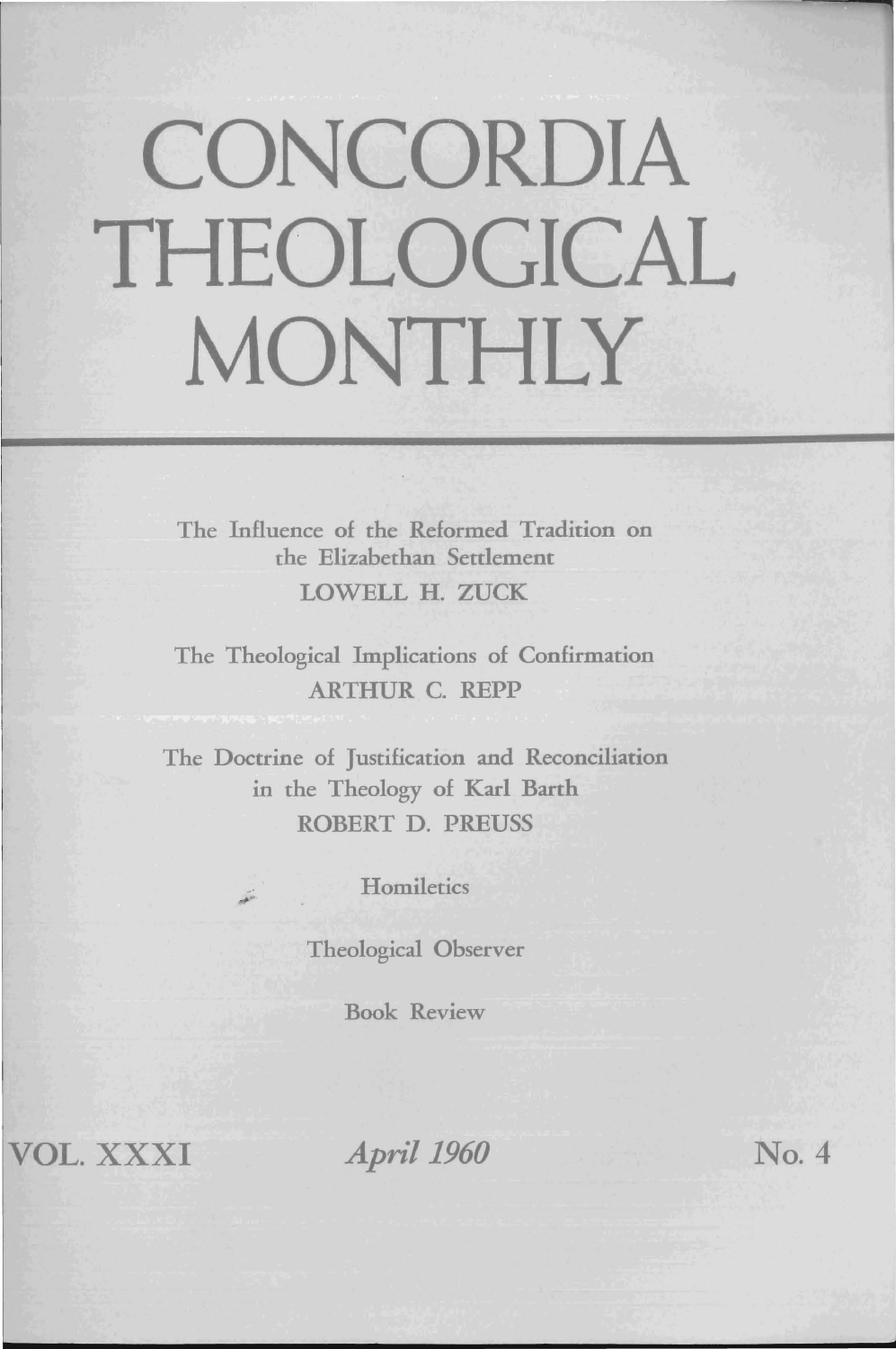# CONCORDIA THEOLOGICAL MONTHLY

The Influence of the Reformed Tradition on the Elizabethan Settlement
LOWELL H. ZUCK

The Theological Implications of Confirmation
ARTHUR C. REPP

The Doctrine of Justification and Reconciliation in the Theology of Karl Barth
ROBERT D. PREUSS

Homiletics

Theological Observer

Book Review

VOL. XXXI — *April 1960* — No. 4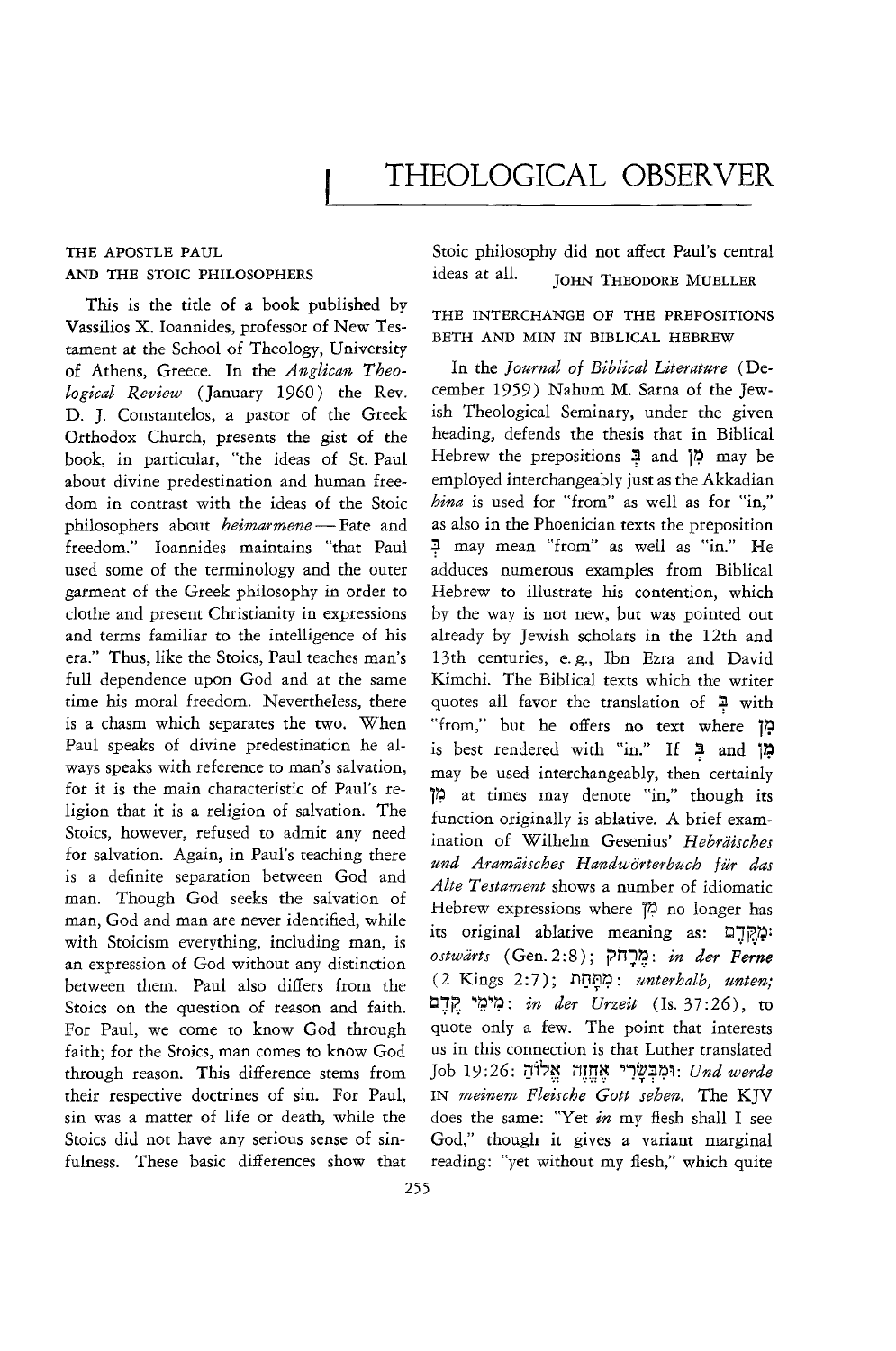# THEOLOGICAL OBSERVER

## THE APOSTLE PAUL AND THE STOIC PHILOSOPHERS

This is the title of a book published by Vassilios X. Ioannides, professor of New Testament at the School of Theology, University of Athens, Greece. In the *Anglican Theological Review* (January 1960) the Rev. D. J. Constantelos, a pastor of the Greek Orthodox Church, presents the gist of the book, in particular, "the ideas of St. Paul about divine predestination and human freedom in contrast with the ideas of the Stoic philosophers about *heimarmene* — Fate and freedom." Ioannides maintains "that Paul used some of the terminology and the outer garment of the Greek philosophy in order to clothe and present Christianity in expressions and terms familiar to the intelligence of his era." Thus, like the Stoics, Paul teaches man's full dependence upon God and at the same time his moral freedom. Nevertheless, there is a chasm which separates the two. When Paul speaks of divine predestination he always speaks with reference to man's salvation, for it is the main characteristic of Paul's religion that it is a religion of salvation. The Stoics, however, refused to admit any need for salvation. Again, in Paul's teaching there is a definite separation between God and man. Though God seeks the salvation of man, God and man are never identified, while with Stoicism everything, including man, is an expression of God without any distinction between them. Paul also differs from the Stoics on the question of reason and faith. For Paul, we come to know God through faith; for the Stoics, man comes to know God through reason. This difference stems from their respective doctrines of sin. For Paul, sin was a matter of life or death, while the Stoics did not have any serious sense of sinfulness. These basic differences show that Stoic philosophy did not affect Paul's central ideas at all.

JOHN THEODORE MUELLER

## THE INTERCHANGE OF THE PREPOSITIONS BETH AND MIN IN BIBLICAL HEBREW

In the *Journal of Biblical Literature* (December 1959) Nahum M. Sarna of the Jewish Theological Seminary, under the given heading, defends the thesis that in Biblical Hebrew the prepositions בְּ and מִן may be employed interchangeably just as the Akkadian *ina* is used for "from" as well as for "in," as also in the Phoenician texts the preposition בְּ may mean "from" as well as "in." He adduces numerous examples from Biblical Hebrew to illustrate his contention, which by the way is not new, but was pointed out already by Jewish scholars in the 12th and 13th centuries, e. g., Ibn Ezra and David Kimchi. The Biblical texts which the writer quotes all favor the translation of בְּ with "from," but he offers no text where מִן is best rendered with "in." If בְּ and מִן may be used interchangeably, then certainly מִן at times may denote "in," though its function originally is ablative. A brief examination of Wilhelm Gesenius' *Hebräisches und Aramäisches Handwörterbuch für das Alte Testament* shows a number of idiomatic Hebrew expressions where מִן no longer has its original ablative meaning as: מִקֶּדֶם: *ostwärts* (Gen. 2:8); מֵרָחֹק: *in der Ferne* (2 Kings 2:7); מִתַּחַת: *unterhalb, unten;* מִימֵי קֶדֶם: *in der Urzeit* (Is. 37:26), to quote only a few. The point that interests us in this connection is that Luther translated Job 19:26: וּמִבְּשָׂרִי אֶחֱזֶה אֱלוֹהַּ: *Und werde* IN *meinem Fleische Gott sehen.* The KJV does the same: "Yet *in* my flesh shall I see God," though it gives a variant marginal reading: "yet without my flesh," which quite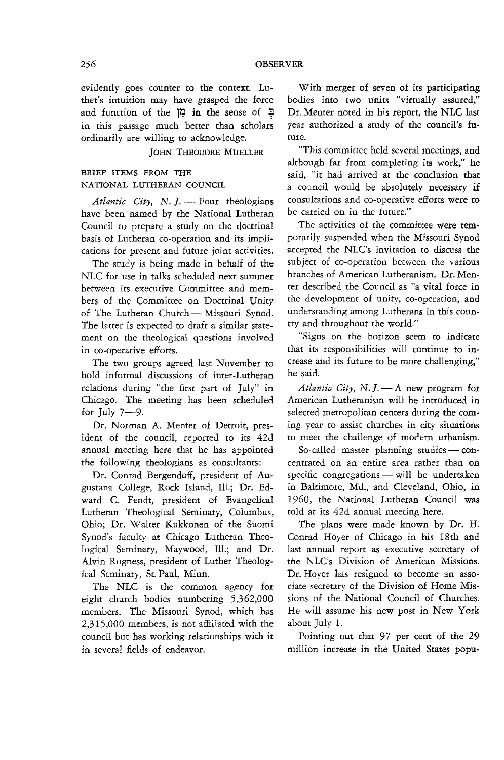evidently goes counter to the context. Luther's intuition may have grasped the force and function of the מִן in the sense of בְּ in this passage much better than scholars ordinarily are willing to acknowledge.

JOHN THEODORE MUELLER

## BRIEF ITEMS FROM THE NATIONAL LUTHERAN COUNCIL

*Atlantic City, N. J.* — Four theologians have been named by the National Lutheran Council to prepare a study on the doctrinal basis of Lutheran co-operation and its implications for present and future joint activities.

The study is being made in behalf of the NLC for use in talks scheduled next summer between its executive Committee and members of the Committee on Doctrinal Unity of The Lutheran Church — Missouri Synod. The latter is expected to draft a similar statement on the theological questions involved in co-operative efforts.

The two groups agreed last November to hold informal discussions of inter-Lutheran relations during "the first part of July" in Chicago. The meeting has been scheduled for July 7—9.

Dr. Norman A. Menter of Detroit, president of the council, reported to its 42d annual meeting here that he has appointed the following theologians as consultants:

Dr. Conrad Bergendoff, president of Augustana College, Rock Island, Ill.; Dr. Edward C. Fendt, president of Evangelical Lutheran Theological Seminary, Columbus, Ohio; Dr. Walter Kukkonen of the Suomi Synod's faculty at Chicago Lutheran Theological Seminary, Maywood, Ill.; and Dr. Alvin Rogness, president of Luther Theological Seminary, St. Paul, Minn.

The NLC is the common agency for eight church bodies numbering 5,362,000 members. The Missouri Synod, which has 2,315,000 members, is not affiliated with the council but has working relationships with it in several fields of endeavor.

With merger of seven of its participating bodies into two units "virtually assured," Dr. Menter noted in his report, the NLC last year authorized a study of the council's future.

"This committee held several meetings, and although far from completing its work," he said, "it had arrived at the conclusion that a council would be absolutely necessary if consultations and co-operative efforts were to be carried on in the future."

The activities of the committee were temporarily suspended when the Missouri Synod accepted the NLC's invitation to discuss the subject of co-operation between the various branches of American Lutheranism. Dr. Menter described the Council as "a vital force in the development of unity, co-operation, and understanding among Lutherans in this country and throughout the world."

"Signs on the horizon seem to indicate that its responsibilities will continue to increase and its future to be more challenging," he said.

*Atlantic City, N. J.* — A new program for American Lutheranism will be introduced in selected metropolitan centers during the coming year to assist churches in city situations to meet the challenge of modern urbanism.

So-called master planning studies — concentrated on an entire area rather than on specific congregations — will be undertaken in Baltimore, Md., and Cleveland, Ohio, in 1960, the National Lutheran Council was told at its 42d annual meeting here.

The plans were made known by Dr. H. Conrad Hoyer of Chicago in his 18th and last annual report as executive secretary of the NLC's Division of American Missions. Dr. Hoyer has resigned to become an associate secretary of the Division of Home Missions of the National Council of Churches. He will assume his new post in New York about July 1.

Pointing out that 97 per cent of the 29 million increase in the United States popu-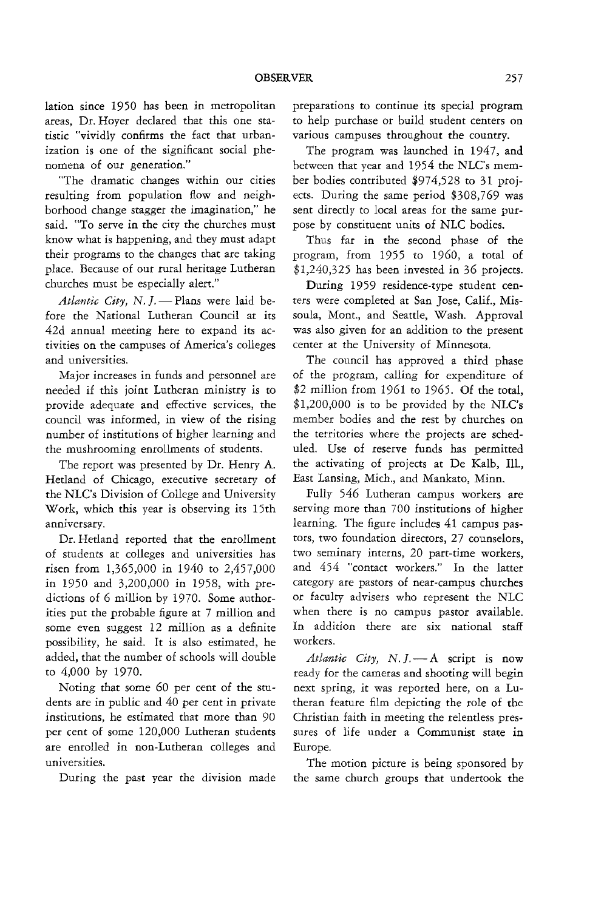lation since 1950 has been in metropolitan areas, Dr. Hoyer declared that this one statistic "vividly confirms the fact that urbanization is one of the significant social phenomena of our generation."

"The dramatic changes within our cities resulting from population flow and neighborhood change stagger the imagination," he said. "To serve in the city the churches must know what is happening, and they must adapt their programs to the changes that are taking place. Because of our rural heritage Lutheran churches must be especially alert."

*Atlantic City, N. J.* — Plans were laid before the National Lutheran Council at its 42d annual meeting here to expand its activities on the campuses of America's colleges and universities.

Major increases in funds and personnel are needed if this joint Lutheran ministry is to provide adequate and effective services, the council was informed, in view of the rising number of institutions of higher learning and the mushrooming enrollments of students.

The report was presented by Dr. Henry A. Hetland of Chicago, executive secretary of the NLC's Division of College and University Work, which this year is observing its 15th anniversary.

Dr. Hetland reported that the enrollment of students at colleges and universities has risen from 1,365,000 in 1940 to 2,457,000 in 1950 and 3,200,000 in 1958, with predictions of 6 million by 1970. Some authorities put the probable figure at 7 million and some even suggest 12 million as a definite possibility, he said. It is also estimated, he added, that the number of schools will double to 4,000 by 1970.

Noting that some 60 per cent of the students are in public and 40 per cent in private institutions, he estimated that more than 90 per cent of some 120,000 Lutheran students are enrolled in non-Lutheran colleges and universities.

During the past year the division made preparations to continue its special program to help purchase or build student centers on various campuses throughout the country.

The program was launched in 1947, and between that year and 1954 the NLC's member bodies contributed $974,528 to 31 projects. During the same period $308,769 was sent directly to local areas for the same purpose by constituent units of NLC bodies.

Thus far in the second phase of the program, from 1955 to 1960, a total of $1,240,325 has been invested in 36 projects.

During 1959 residence-type student centers were completed at San Jose, Calif., Missoula, Mont., and Seattle, Wash. Approval was also given for an addition to the present center at the University of Minnesota.

The council has approved a third phase of the program, calling for expenditure of $2 million from 1961 to 1965. Of the total, $1,200,000 is to be provided by the NLC's member bodies and the rest by churches on the territories where the projects are scheduled. Use of reserve funds has permitted the activating of projects at De Kalb, Ill., East Lansing, Mich., and Mankato, Minn.

Fully 546 Lutheran campus workers are serving more than 700 institutions of higher learning. The figure includes 41 campus pastors, two foundation directors, 27 counselors, two seminary interns, 20 part-time workers, and 454 "contact workers." In the latter category are pastors of near-campus churches or faculty advisers who represent the NLC when there is no campus pastor available. In addition there are six national staff workers.

*Atlantic City, N. J.* — A script is now ready for the cameras and shooting will begin next spring, it was reported here, on a Lutheran feature film depicting the role of the Christian faith in meeting the relentless pressures of life under a Communist state in Europe.

The motion picture is being sponsored by the same church groups that undertook the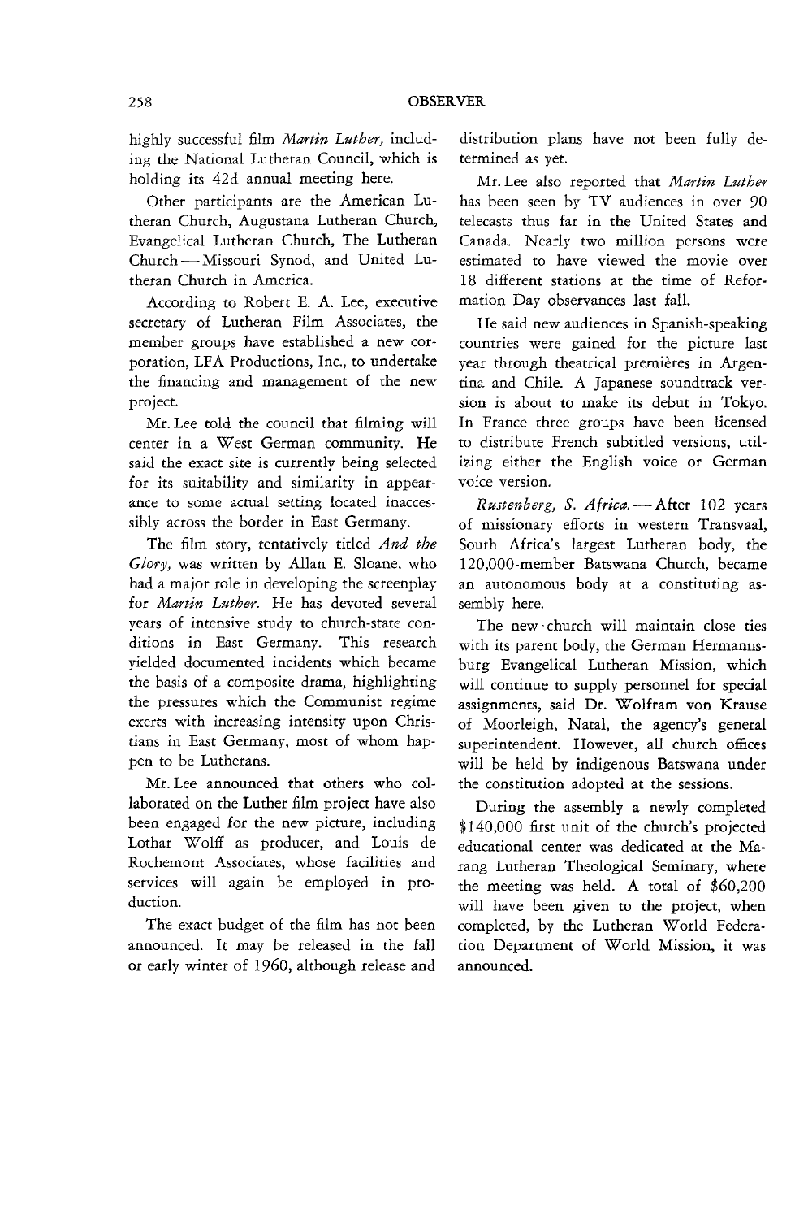highly successful film *Martin Luther*, including the National Lutheran Council, which is holding its 42d annual meeting here.

Other participants are the American Lutheran Church, Augustana Lutheran Church, Evangelical Lutheran Church, The Lutheran Church — Missouri Synod, and United Lutheran Church in America.

According to Robert E. A. Lee, executive secretary of Lutheran Film Associates, the member groups have established a new corporation, LFA Productions, Inc., to undertake the financing and management of the new project.

Mr. Lee told the council that filming will center in a West German community. He said the exact site is currently being selected for its suitability and similarity in appearance to some actual setting located inaccessibly across the border in East Germany.

The film story, tentatively titled *And the Glory*, was written by Allan E. Sloane, who had a major role in developing the screenplay for *Martin Luther*. He has devoted several years of intensive study to church-state conditions in East Germany. This research yielded documented incidents which became the basis of a composite drama, highlighting the pressures which the Communist regime exerts with increasing intensity upon Christians in East Germany, most of whom happen to be Lutherans.

Mr. Lee announced that others who collaborated on the Luther film project have also been engaged for the new picture, including Lothar Wolff as producer, and Louis de Rochemont Associates, whose facilities and services will again be employed in production.

The exact budget of the film has not been announced. It may be released in the fall or early winter of 1960, although release and distribution plans have not been fully determined as yet.

Mr. Lee also reported that *Martin Luther* has been seen by TV audiences in over 90 telecasts thus far in the United States and Canada. Nearly two million persons were estimated to have viewed the movie over 18 different stations at the time of Reformation Day observances last fall.

He said new audiences in Spanish-speaking countries were gained for the picture last year through theatrical premières in Argentina and Chile. A Japanese soundtrack version is about to make its debut in Tokyo. In France three groups have been licensed to distribute French subtitled versions, utilizing either the English voice or German voice version.

*Rustenberg, S. Africa.* — After 102 years of missionary efforts in western Transvaal, South Africa's largest Lutheran body, the 120,000-member Batswana Church, became an autonomous body at a constituting assembly here.

The new church will maintain close ties with its parent body, the German Hermannsburg Evangelical Lutheran Mission, which will continue to supply personnel for special assignments, said Dr. Wolfram von Krause of Moorleigh, Natal, the agency's general superintendent. However, all church offices will be held by indigenous Batswana under the constitution adopted at the sessions.

During the assembly a newly completed \$140,000 first unit of the church's projected educational center was dedicated at the Marang Lutheran Theological Seminary, where the meeting was held. A total of \$60,200 will have been given to the project, when completed, by the Lutheran World Federation Department of World Mission, it was announced.